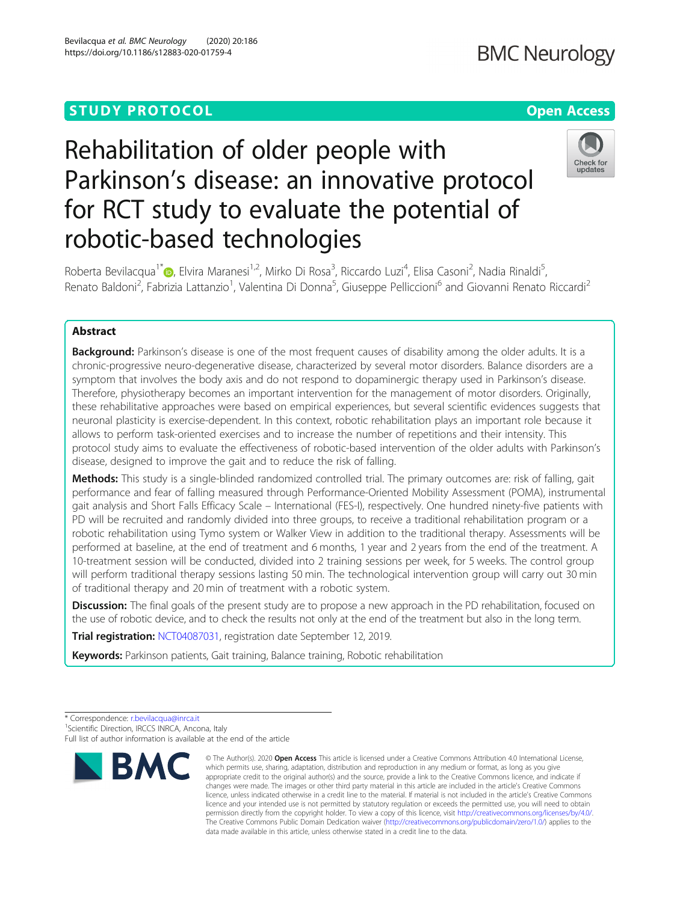**STUDY PROTOCOL** **Open Access**

# Rehabilitation of older people with Parkinson's disease: an innovative protocol for RCT study to evaluate the potential of robotic-based technologies

Roberta Bevilacqua[1*], Elvira Maranesi[1,2], Mirko Di Rosa[3], Riccardo Luzi[4], Elisa Casoni[2], Nadia Rinaldi[5], Renato Baldoni[2], Fabrizia Lattanzio[1], Valentina Di Donna[5], Giuseppe Pelliccioni[6] and Giovanni Renato Riccardi[2]

## Abstract

**Background:** Parkinson's disease is one of the most frequent causes of disability among the older adults. It is a chronic-progressive neuro-degenerative disease, characterized by several motor disorders. Balance disorders are a symptom that involves the body axis and do not respond to dopaminergic therapy used in Parkinson's disease. Therefore, physiotherapy becomes an important intervention for the management of motor disorders. Originally, these rehabilitative approaches were based on empirical experiences, but several scientific evidences suggests that neuronal plasticity is exercise-dependent. In this context, robotic rehabilitation plays an important role because it allows to perform task-oriented exercises and to increase the number of repetitions and their intensity. This protocol study aims to evaluate the effectiveness of robotic-based intervention of the older adults with Parkinson's disease, designed to improve the gait and to reduce the risk of falling.

**Methods:** This study is a single-blinded randomized controlled trial. The primary outcomes are: risk of falling, gait performance and fear of falling measured through Performance-Oriented Mobility Assessment (POMA), instrumental gait analysis and Short Falls Efficacy Scale – International (FES-I), respectively. One hundred ninety-five patients with PD will be recruited and randomly divided into three groups, to receive a traditional rehabilitation program or a robotic rehabilitation using Tymo system or Walker View in addition to the traditional therapy. Assessments will be performed at baseline, at the end of treatment and 6 months, 1 year and 2 years from the end of the treatment. A 10-treatment session will be conducted, divided into 2 training sessions per week, for 5 weeks. The control group will perform traditional therapy sessions lasting 50 min. The technological intervention group will carry out 30 min of traditional therapy and 20 min of treatment with a robotic system.

**Discussion:** The final goals of the present study are to propose a new approach in the PD rehabilitation, focused on the use of robotic device, and to check the results not only at the end of the treatment but also in the long term.

**Trial registration:** NCT04087031, registration date September 12, 2019.

**Keywords:** Parkinson patients, Gait training, Balance training, Robotic rehabilitation

\* Correspondence: r.bevilacqua@inrca.it

[1]Scientific Direction, IRCCS INRCA, Ancona, Italy

Full list of author information is available at the end of the article

© The Author(s). 2020 **Open Access** This article is licensed under a Creative Commons Attribution 4.0 International License, which permits use, sharing, adaptation, distribution and reproduction in any medium or format, as long as you give appropriate credit to the original author(s) and the source, provide a link to the Creative Commons licence, and indicate if changes were made. The images or other third party material in this article are included in the article's Creative Commons licence, unless indicated otherwise in a credit line to the material. If material is not included in the article's Creative Commons licence and your intended use is not permitted by statutory regulation or exceeds the permitted use, you will need to obtain permission directly from the copyright holder. To view a copy of this licence, visit http://creativecommons.org/licenses/by/4.0/. The Creative Commons Public Domain Dedication waiver (http://creativecommons.org/publicdomain/zero/1.0/) applies to the data made available in this article, unless otherwise stated in a credit line to the data.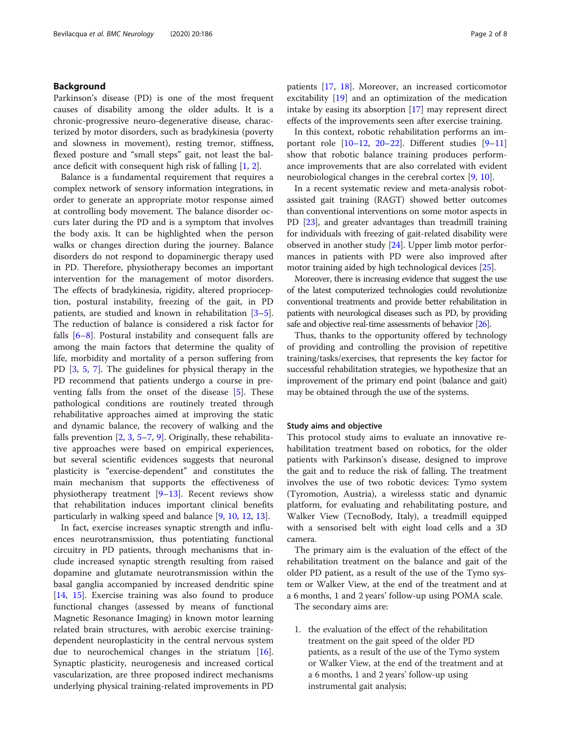## Background

Parkinson's disease (PD) is one of the most frequent causes of disability among the older adults. It is a chronic-progressive neuro-degenerative disease, characterized by motor disorders, such as bradykinesia (poverty and slowness in movement), resting tremor, stiffness, flexed posture and "small steps" gait, not least the balance deficit with consequent high risk of falling [1, 2].

Balance is a fundamental requirement that requires a complex network of sensory information integrations, in order to generate an appropriate motor response aimed at controlling body movement. The balance disorder occurs later during the PD and is a symptom that involves the body axis. It can be highlighted when the person walks or changes direction during the journey. Balance disorders do not respond to dopaminergic therapy used in PD. Therefore, physiotherapy becomes an important intervention for the management of motor disorders. The effects of bradykinesia, rigidity, altered proprioception, postural instability, freezing of the gait, in PD patients, are studied and known in rehabilitation [3–5]. The reduction of balance is considered a risk factor for falls [6–8]. Postural instability and consequent falls are among the main factors that determine the quality of life, morbidity and mortality of a person suffering from PD [3, 5, 7]. The guidelines for physical therapy in the PD recommend that patients undergo a course in preventing falls from the onset of the disease [5]. These pathological conditions are routinely treated through rehabilitative approaches aimed at improving the static and dynamic balance, the recovery of walking and the falls prevention [2, 3, 5–7, 9]. Originally, these rehabilitative approaches were based on empirical experiences, but several scientific evidences suggests that neuronal plasticity is "exercise-dependent" and constitutes the main mechanism that supports the effectiveness of physiotherapy treatment [9–13]. Recent reviews show that rehabilitation induces important clinical benefits particularly in walking speed and balance [9, 10, 12, 13].

In fact, exercise increases synaptic strength and influences neurotransmission, thus potentiating functional circuitry in PD patients, through mechanisms that include increased synaptic strength resulting from raised dopamine and glutamate neurotransmission within the basal ganglia accompanied by increased dendritic spine [14, 15]. Exercise training was also found to produce functional changes (assessed by means of functional Magnetic Resonance Imaging) in known motor learning related brain structures, with aerobic exercise training-dependent neuroplasticity in the central nervous system due to neurochemical changes in the striatum [16]. Synaptic plasticity, neurogenesis and increased cortical vascularization, are three proposed indirect mechanisms underlying physical training-related improvements in PD patients [17, 18]. Moreover, an increased corticomotor excitability [19] and an optimization of the medication intake by easing its absorption [17] may represent direct effects of the improvements seen after exercise training.

In this context, robotic rehabilitation performs an important role [10–12, 20–22]. Different studies [9–11] show that robotic balance training produces performance improvements that are also correlated with evident neurobiological changes in the cerebral cortex [9, 10].

In a recent systematic review and meta-analysis robot-assisted gait training (RAGT) showed better outcomes than conventional interventions on some motor aspects in PD [23], and greater advantages than treadmill training for individuals with freezing of gait-related disability were observed in another study [24]. Upper limb motor performances in patients with PD were also improved after motor training aided by high technological devices [25].

Moreover, there is increasing evidence that suggest the use of the latest computerized technologies could revolutionize conventional treatments and provide better rehabilitation in patients with neurological diseases such as PD, by providing safe and objective real-time assessments of behavior [26].

Thus, thanks to the opportunity offered by technology of providing and controlling the provision of repetitive training/tasks/exercises, that represents the key factor for successful rehabilitation strategies, we hypothesize that an improvement of the primary end point (balance and gait) may be obtained through the use of the systems.

### Study aims and objective

This protocol study aims to evaluate an innovative rehabilitation treatment based on robotics, for the older patients with Parkinson's disease, designed to improve the gait and to reduce the risk of falling. The treatment involves the use of two robotic devices: Tymo system (Tyromotion, Austria), a wirelesss static and dynamic platform, for evaluating and rehabilitating posture, and Walker View (TecnoBody, Italy), a treadmill equipped with a sensorised belt with eight load cells and a 3D camera.

The primary aim is the evaluation of the effect of the rehabilitation treatment on the balance and gait of the older PD patient, as a result of the use of the Tymo system or Walker View, at the end of the treatment and at a 6 months, 1 and 2 years' follow-up using POMA scale.

The secondary aims are:

1. the evaluation of the effect of the rehabilitation treatment on the gait speed of the older PD patients, as a result of the use of the Tymo system or Walker View, at the end of the treatment and at a 6 months, 1 and 2 years' follow-up using instrumental gait analysis;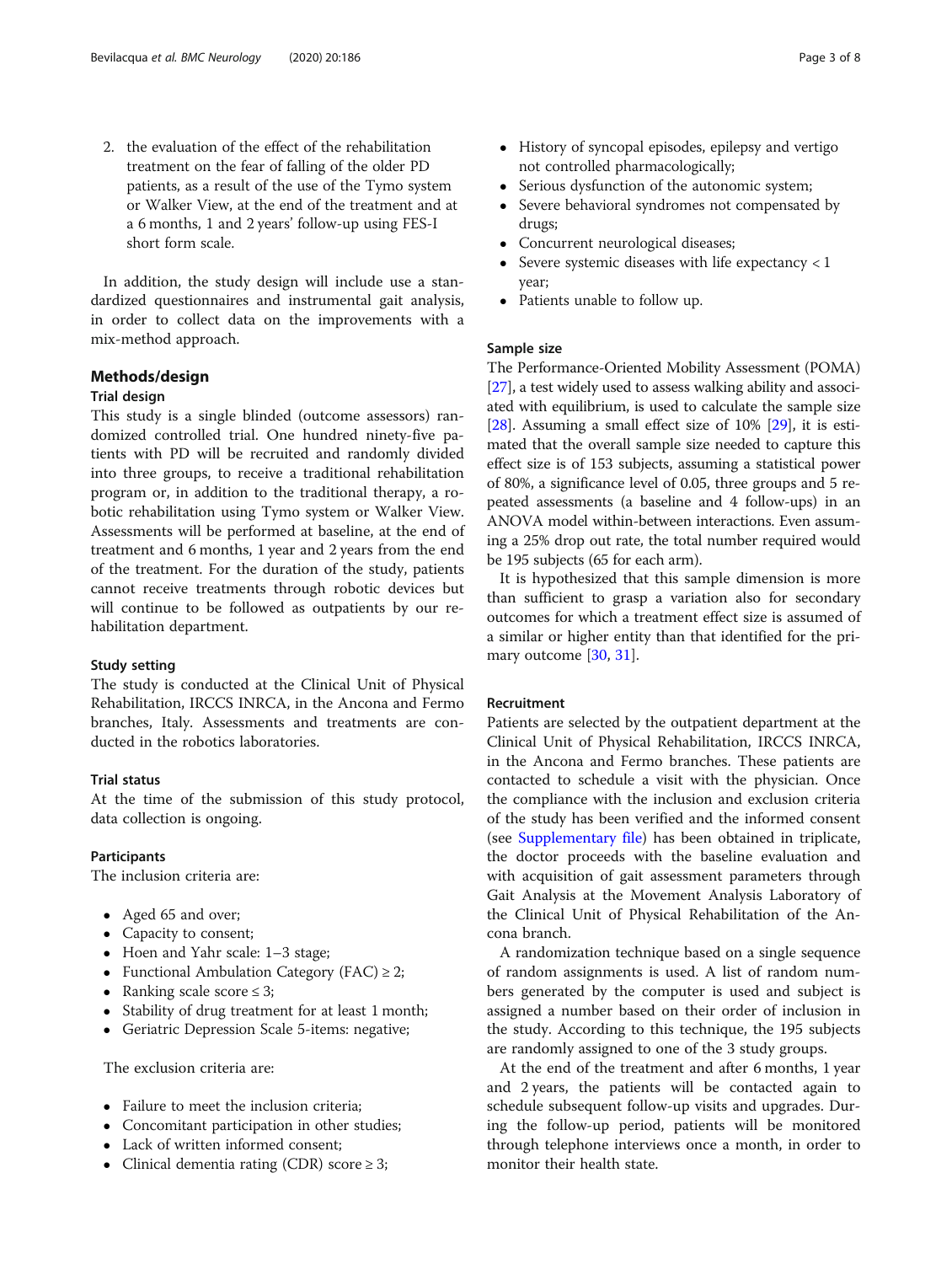2. the evaluation of the effect of the rehabilitation treatment on the fear of falling of the older PD patients, as a result of the use of the Tymo system or Walker View, at the end of the treatment and at a 6 months, 1 and 2 years' follow-up using FES-I short form scale.

In addition, the study design will include use a standardized questionnaires and instrumental gait analysis, in order to collect data on the improvements with a mix-method approach.

## Methods/design

### Trial design

This study is a single blinded (outcome assessors) randomized controlled trial. One hundred ninety-five patients with PD will be recruited and randomly divided into three groups, to receive a traditional rehabilitation program or, in addition to the traditional therapy, a robotic rehabilitation using Tymo system or Walker View. Assessments will be performed at baseline, at the end of treatment and 6 months, 1 year and 2 years from the end of the treatment. For the duration of the study, patients cannot receive treatments through robotic devices but will continue to be followed as outpatients by our rehabilitation department.

### Study setting

The study is conducted at the Clinical Unit of Physical Rehabilitation, IRCCS INRCA, in the Ancona and Fermo branches, Italy. Assessments and treatments are conducted in the robotics laboratories.

### Trial status

At the time of the submission of this study protocol, data collection is ongoing.

### Participants

The inclusion criteria are:

- Aged 65 and over;
- Capacity to consent;
- Hoen and Yahr scale: 1–3 stage;
- Functional Ambulation Category (FAC) ≥ 2;
- Ranking scale score ≤ 3;
- Stability of drug treatment for at least 1 month;
- Geriatric Depression Scale 5-items: negative;

The exclusion criteria are:

- Failure to meet the inclusion criteria;
- Concomitant participation in other studies;
- Lack of written informed consent;
- Clinical dementia rating (CDR) score ≥ 3;
- History of syncopal episodes, epilepsy and vertigo not controlled pharmacologically;
- Serious dysfunction of the autonomic system;
- Severe behavioral syndromes not compensated by drugs;
- Concurrent neurological diseases;
- Severe systemic diseases with life expectancy < 1 year;
- Patients unable to follow up.

### Sample size

The Performance-Oriented Mobility Assessment (POMA) [27], a test widely used to assess walking ability and associated with equilibrium, is used to calculate the sample size [28]. Assuming a small effect size of 10% [29], it is estimated that the overall sample size needed to capture this effect size is of 153 subjects, assuming a statistical power of 80%, a significance level of 0.05, three groups and 5 repeated assessments (a baseline and 4 follow-ups) in an ANOVA model within-between interactions. Even assuming a 25% drop out rate, the total number required would be 195 subjects (65 for each arm).

It is hypothesized that this sample dimension is more than sufficient to grasp a variation also for secondary outcomes for which a treatment effect size is assumed of a similar or higher entity than that identified for the primary outcome [30, 31].

### Recruitment

Patients are selected by the outpatient department at the Clinical Unit of Physical Rehabilitation, IRCCS INRCA, in the Ancona and Fermo branches. These patients are contacted to schedule a visit with the physician. Once the compliance with the inclusion and exclusion criteria of the study has been verified and the informed consent (see Supplementary file) has been obtained in triplicate, the doctor proceeds with the baseline evaluation and with acquisition of gait assessment parameters through Gait Analysis at the Movement Analysis Laboratory of the Clinical Unit of Physical Rehabilitation of the Ancona branch.

A randomization technique based on a single sequence of random assignments is used. A list of random numbers generated by the computer is used and subject is assigned a number based on their order of inclusion in the study. According to this technique, the 195 subjects are randomly assigned to one of the 3 study groups.

At the end of the treatment and after 6 months, 1 year and 2 years, the patients will be contacted again to schedule subsequent follow-up visits and upgrades. During the follow-up period, patients will be monitored through telephone interviews once a month, in order to monitor their health state.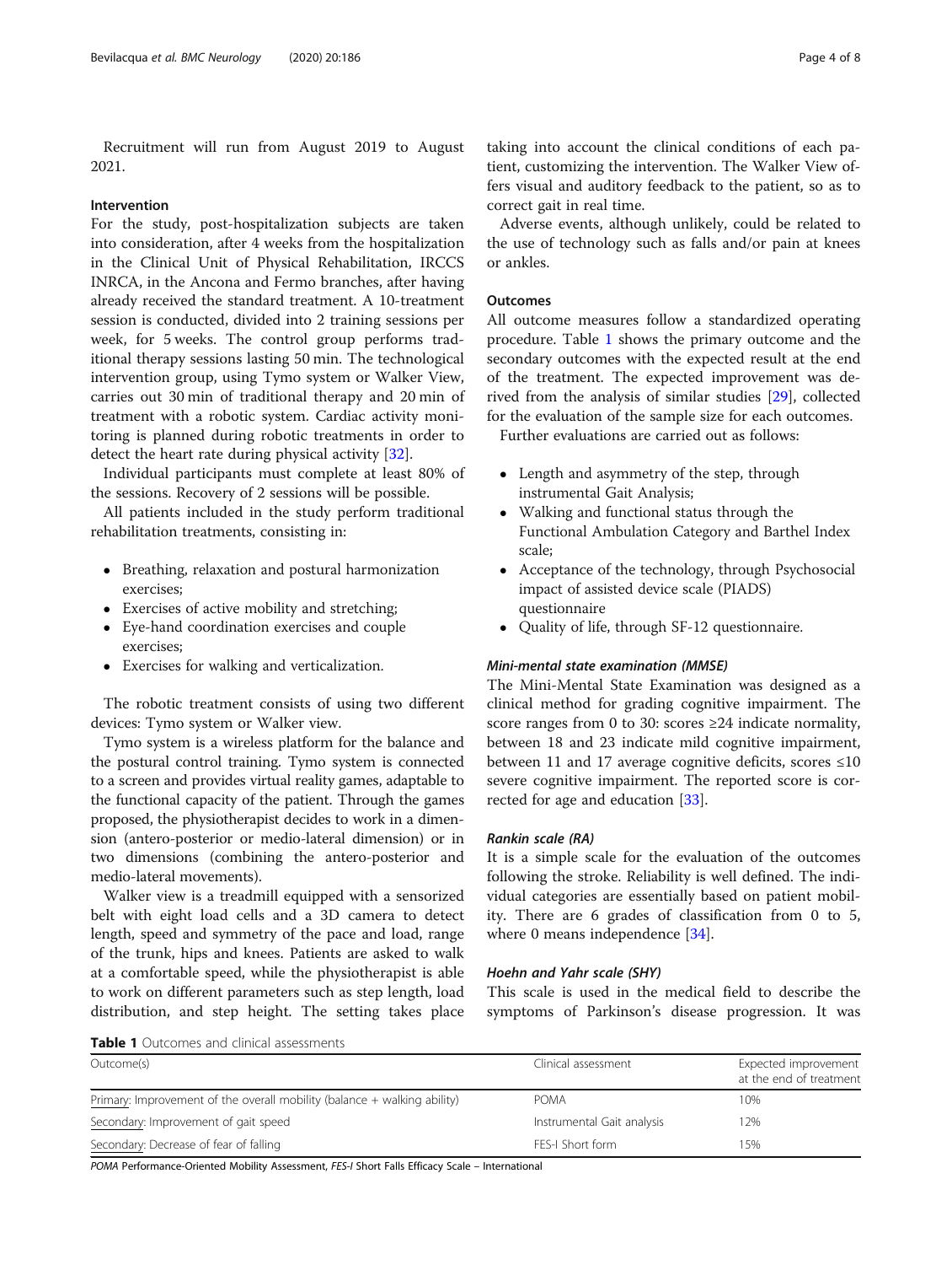Recruitment will run from August 2019 to August 2021.

### Intervention

For the study, post-hospitalization subjects are taken into consideration, after 4 weeks from the hospitalization in the Clinical Unit of Physical Rehabilitation, IRCCS INRCA, in the Ancona and Fermo branches, after having already received the standard treatment. A 10-treatment session is conducted, divided into 2 training sessions per week, for 5 weeks. The control group performs traditional therapy sessions lasting 50 min. The technological intervention group, using Tymo system or Walker View, carries out 30 min of traditional therapy and 20 min of treatment with a robotic system. Cardiac activity monitoring is planned during robotic treatments in order to detect the heart rate during physical activity [32].

Individual participants must complete at least 80% of the sessions. Recovery of 2 sessions will be possible.

All patients included in the study perform traditional rehabilitation treatments, consisting in:

- Breathing, relaxation and postural harmonization exercises;
- Exercises of active mobility and stretching;
- Eye-hand coordination exercises and couple exercises;
- Exercises for walking and verticalization.

The robotic treatment consists of using two different devices: Tymo system or Walker view.

Tymo system is a wireless platform for the balance and the postural control training. Tymo system is connected to a screen and provides virtual reality games, adaptable to the functional capacity of the patient. Through the games proposed, the physiotherapist decides to work in a dimension (antero-posterior or medio-lateral dimension) or in two dimensions (combining the antero-posterior and medio-lateral movements).

Walker view is a treadmill equipped with a sensorized belt with eight load cells and a 3D camera to detect length, speed and symmetry of the pace and load, range of the trunk, hips and knees. Patients are asked to walk at a comfortable speed, while the physiotherapist is able to work on different parameters such as step length, load distribution, and step height. The setting takes place taking into account the clinical conditions of each patient, customizing the intervention. The Walker View offers visual and auditory feedback to the patient, so as to correct gait in real time.

Adverse events, although unlikely, could be related to the use of technology such as falls and/or pain at knees or ankles.

### Outcomes

All outcome measures follow a standardized operating procedure. Table 1 shows the primary outcome and the secondary outcomes with the expected result at the end of the treatment. The expected improvement was derived from the analysis of similar studies [29], collected for the evaluation of the sample size for each outcomes.

Further evaluations are carried out as follows:

- Length and asymmetry of the step, through instrumental Gait Analysis;
- Walking and functional status through the Functional Ambulation Category and Barthel Index scale;
- Acceptance of the technology, through Psychosocial impact of assisted device scale (PIADS) questionnaire
- Quality of life, through SF-12 questionnaire.

#### *Mini-mental state examination (MMSE)*

The Mini-Mental State Examination was designed as a clinical method for grading cognitive impairment. The score ranges from 0 to 30: scores ≥24 indicate normality, between 18 and 23 indicate mild cognitive impairment, between 11 and 17 average cognitive deficits, scores ≤10 severe cognitive impairment. The reported score is corrected for age and education [33].

#### *Rankin scale (RA)*

It is a simple scale for the evaluation of the outcomes following the stroke. Reliability is well defined. The individual categories are essentially based on patient mobility. There are 6 grades of classification from 0 to 5, where 0 means independence [34].

#### *Hoehn and Yahr scale (SHY)*

This scale is used in the medical field to describe the symptoms of Parkinson's disease progression. It was

**Table 1** Outcomes and clinical assessments

| Outcome(s) | Clinical assessment | Expected improvement at the end of treatment |
|---|---|---|
| Primary: Improvement of the overall mobility (balance + walking ability) | POMA | 10% |
| Secondary: Improvement of gait speed | Instrumental Gait analysis | 12% |
| Secondary: Decrease of fear of falling | FES-I Short form | 15% |

*POMA* Performance-Oriented Mobility Assessment, *FES-I* Short Falls Efficacy Scale – International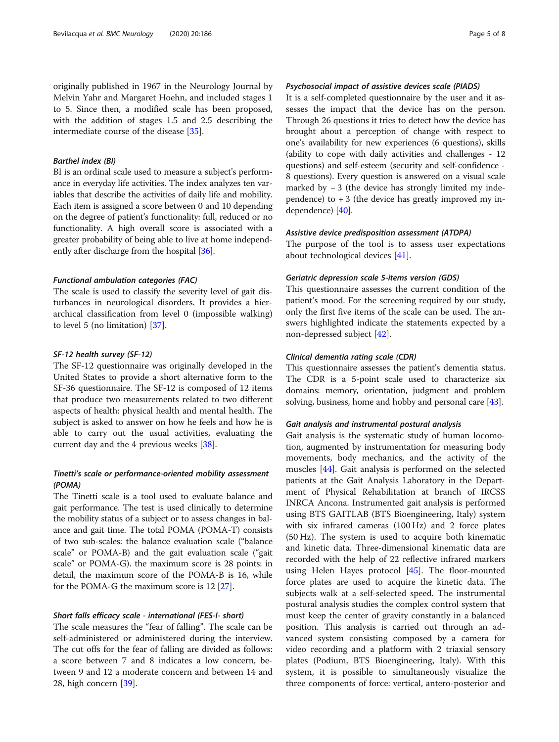originally published in 1967 in the Neurology Journal by Melvin Yahr and Margaret Hoehn, and included stages 1 to 5. Since then, a modified scale has been proposed, with the addition of stages 1.5 and 2.5 describing the intermediate course of the disease [35].

#### *Barthel index (BI)*

BI is an ordinal scale used to measure a subject's performance in everyday life activities. The index analyzes ten variables that describe the activities of daily life and mobility. Each item is assigned a score between 0 and 10 depending on the degree of patient's functionality: full, reduced or no functionality. A high overall score is associated with a greater probability of being able to live at home independently after discharge from the hospital [36].

#### *Functional ambulation categories (FAC)*

The scale is used to classify the severity level of gait disturbances in neurological disorders. It provides a hierarchical classification from level 0 (impossible walking) to level 5 (no limitation) [37].

#### *SF-12 health survey (SF-12)*

The SF-12 questionnaire was originally developed in the United States to provide a short alternative form to the SF-36 questionnaire. The SF-12 is composed of 12 items that produce two measurements related to two different aspects of health: physical health and mental health. The subject is asked to answer on how he feels and how he is able to carry out the usual activities, evaluating the current day and the 4 previous weeks [38].

#### *Tinetti's scale or performance-oriented mobility assessment (POMA)*

The Tinetti scale is a tool used to evaluate balance and gait performance. The test is used clinically to determine the mobility status of a subject or to assess changes in balance and gait time. The total POMA (POMA-T) consists of two sub-scales: the balance evaluation scale ("balance scale" or POMA-B) and the gait evaluation scale ("gait scale" or POMA-G). the maximum score is 28 points: in detail, the maximum score of the POMA-B is 16, while for the POMA-G the maximum score is 12 [27].

#### *Short falls efficacy scale - international (FES-I- short)*

The scale measures the "fear of falling". The scale can be self-administered or administered during the interview. The cut offs for the fear of falling are divided as follows: a score between 7 and 8 indicates a low concern, between 9 and 12 a moderate concern and between 14 and 28, high concern [39].

#### *Psychosocial impact of assistive devices scale (PIADS)*

It is a self-completed questionnaire by the user and it assesses the impact that the device has on the person. Through 26 questions it tries to detect how the device has brought about a perception of change with respect to one's availability for new experiences (6 questions), skills (ability to cope with daily activities and challenges - 12 questions) and self-esteem (security and self-confidence - 8 questions). Every question is answered on a visual scale marked by − 3 (the device has strongly limited my independence) to + 3 (the device has greatly improved my independence) [40].

#### *Assistive device predisposition assessment (ATDPA)*

The purpose of the tool is to assess user expectations about technological devices [41].

#### *Geriatric depression scale 5-items version (GDS)*

This questionnaire assesses the current condition of the patient's mood. For the screening required by our study, only the first five items of the scale can be used. The answers highlighted indicate the statements expected by a non-depressed subject [42].

#### *Clinical dementia rating scale (CDR)*

This questionnaire assesses the patient's dementia status. The CDR is a 5-point scale used to characterize six domains: memory, orientation, judgment and problem solving, business, home and hobby and personal care [43].

#### *Gait analysis and instrumental postural analysis*

Gait analysis is the systematic study of human locomotion, augmented by instrumentation for measuring body movements, body mechanics, and the activity of the muscles [44]. Gait analysis is performed on the selected patients at the Gait Analysis Laboratory in the Department of Physical Rehabilitation at branch of IRCSS INRCA Ancona. Instrumented gait analysis is performed using BTS GAITLAB (BTS Bioengineering, Italy) system with six infrared cameras (100 Hz) and 2 force plates (50 Hz). The system is used to acquire both kinematic and kinetic data. Three-dimensional kinematic data are recorded with the help of 22 reflective infrared markers using Helen Hayes protocol [45]. The floor-mounted force plates are used to acquire the kinetic data. The subjects walk at a self-selected speed. The instrumental postural analysis studies the complex control system that must keep the center of gravity constantly in a balanced position. This analysis is carried out through an advanced system consisting composed by a camera for video recording and a platform with 2 triaxial sensory plates (Podium, BTS Bioengineering, Italy). With this system, it is possible to simultaneously visualize the three components of force: vertical, antero-posterior and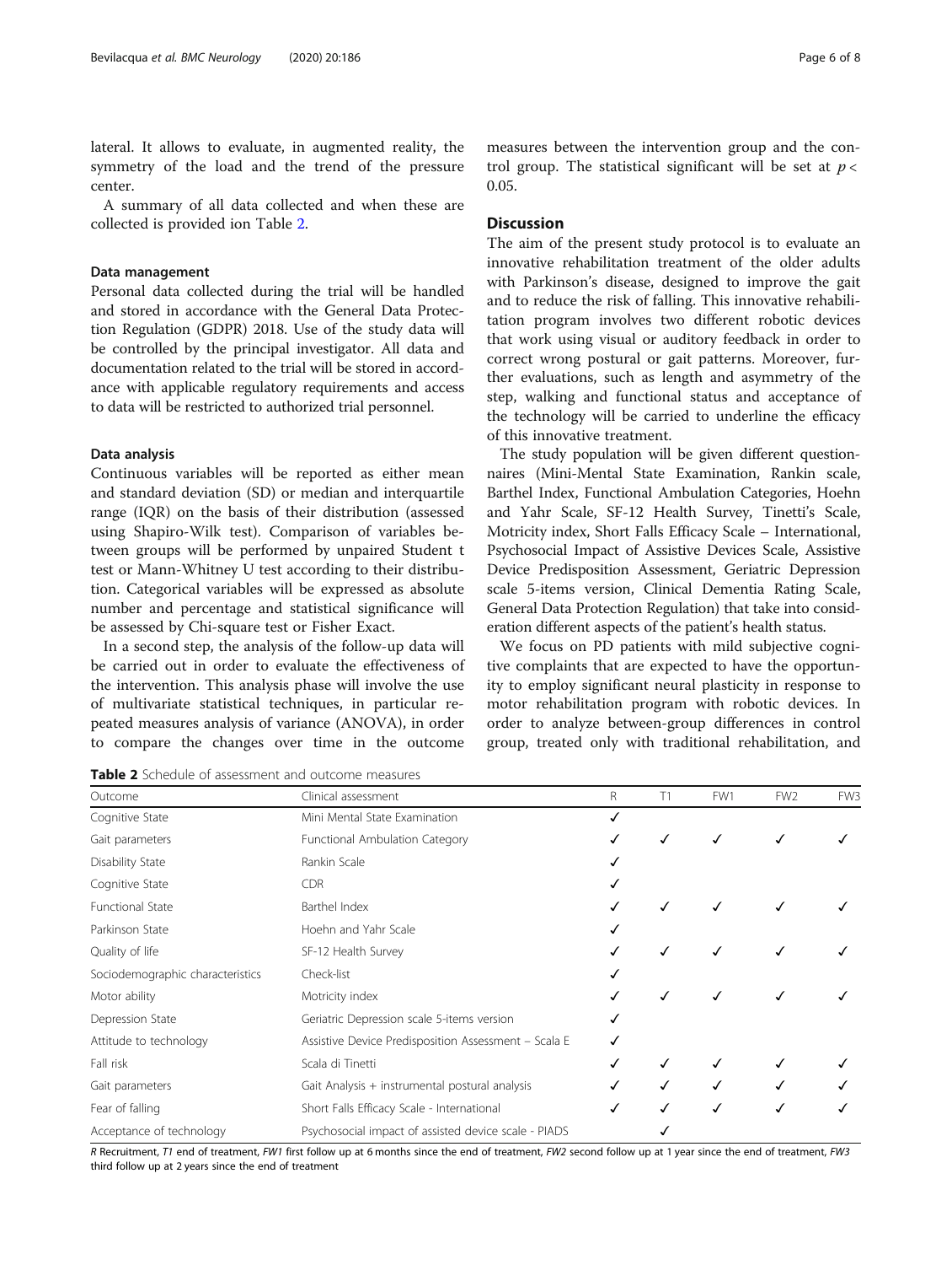lateral. It allows to evaluate, in augmented reality, the symmetry of the load and the trend of the pressure center.

A summary of all data collected and when these are collected is provided ion Table 2.

### Data management

Personal data collected during the trial will be handled and stored in accordance with the General Data Protection Regulation (GDPR) 2018. Use of the study data will be controlled by the principal investigator. All data and documentation related to the trial will be stored in accordance with applicable regulatory requirements and access to data will be restricted to authorized trial personnel.

### Data analysis

Continuous variables will be reported as either mean and standard deviation (SD) or median and interquartile range (IQR) on the basis of their distribution (assessed using Shapiro-Wilk test). Comparison of variables between groups will be performed by unpaired Student t test or Mann-Whitney U test according to their distribution. Categorical variables will be expressed as absolute number and percentage and statistical significance will be assessed by Chi-square test or Fisher Exact.

In a second step, the analysis of the follow-up data will be carried out in order to evaluate the effectiveness of the intervention. This analysis phase will involve the use of multivariate statistical techniques, in particular repeated measures analysis of variance (ANOVA), in order to compare the changes over time in the outcome measures between the intervention group and the control group. The statistical significant will be set at $p < 0.05$.

## Discussion

The aim of the present study protocol is to evaluate an innovative rehabilitation treatment of the older adults with Parkinson's disease, designed to improve the gait and to reduce the risk of falling. This innovative rehabilitation program involves two different robotic devices that work using visual or auditory feedback in order to correct wrong postural or gait patterns. Moreover, further evaluations, such as length and asymmetry of the step, walking and functional status and acceptance of the technology will be carried to underline the efficacy of this innovative treatment.

The study population will be given different questionnaires (Mini-Mental State Examination, Rankin scale, Barthel Index, Functional Ambulation Categories, Hoehn and Yahr Scale, SF-12 Health Survey, Tinetti's Scale, Motricity index, Short Falls Efficacy Scale – International, Psychosocial Impact of Assistive Devices Scale, Assistive Device Predisposition Assessment, Geriatric Depression scale 5-items version, Clinical Dementia Rating Scale, General Data Protection Regulation) that take into consideration different aspects of the patient's health status.

We focus on PD patients with mild subjective cognitive complaints that are expected to have the opportunity to employ significant neural plasticity in response to motor rehabilitation program with robotic devices. In order to analyze between-group differences in control group, treated only with traditional rehabilitation, and

**Table 2** Schedule of assessment and outcome measures

| Outcome | Clinical assessment | R | T1 | FW1 | FW2 | FW3 |
|---|---|---|---|---|---|---|
| Cognitive State | Mini Mental State Examination | ✓ | | | | |
| Gait parameters | Functional Ambulation Category | ✓ | ✓ | ✓ | ✓ | ✓ |
| Disability State | Rankin Scale | ✓ | | | | |
| Cognitive State | CDR | ✓ | | | | |
| Functional State | Barthel Index | ✓ | ✓ | ✓ | ✓ | ✓ |
| Parkinson State | Hoehn and Yahr Scale | ✓ | | | | |
| Quality of life | SF-12 Health Survey | ✓ | ✓ | ✓ | ✓ | ✓ |
| Sociodemographic characteristics | Check-list | ✓ | | | | |
| Motor ability | Motricity index | ✓ | ✓ | ✓ | ✓ | ✓ |
| Depression State | Geriatric Depression scale 5-items version | ✓ | | | | |
| Attitude to technology | Assistive Device Predisposition Assessment – Scala E | ✓ | | | | |
| Fall risk | Scala di Tinetti | ✓ | ✓ | ✓ | ✓ | ✓ |
| Gait parameters | Gait Analysis + instrumental postural analysis | ✓ | ✓ | ✓ | ✓ | ✓ |
| Fear of falling | Short Falls Efficacy Scale - International | ✓ | ✓ | ✓ | ✓ | ✓ |
| Acceptance of technology | Psychosocial impact of assisted device scale - PIADS | | ✓ | | | |

*R* Recruitment, *T1* end of treatment, *FW1* first follow up at 6 months since the end of treatment, *FW2* second follow up at 1 year since the end of treatment, *FW3* third follow up at 2 years since the end of treatment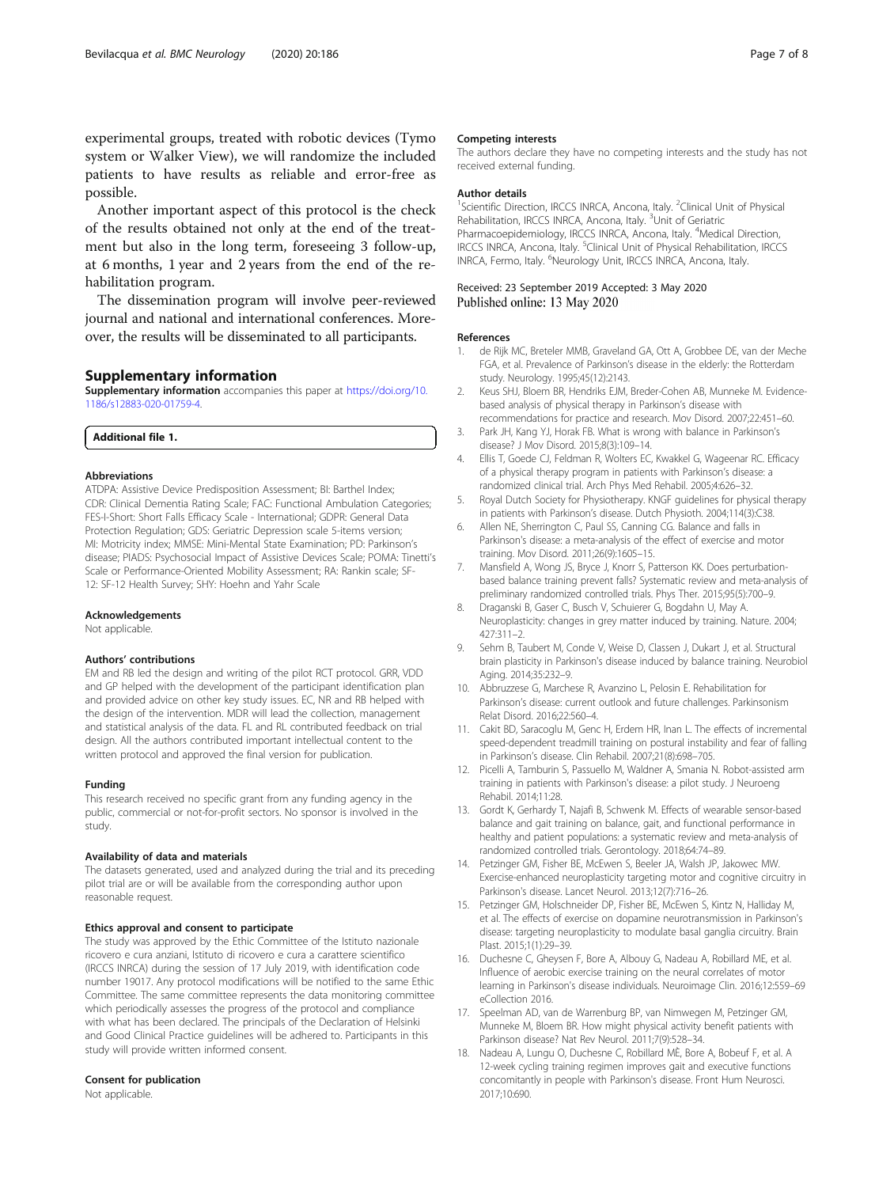experimental groups, treated with robotic devices (Tymo system or Walker View), we will randomize the included patients to have results as reliable and error-free as possible.

Another important aspect of this protocol is the check of the results obtained not only at the end of the treatment but also in the long term, foreseeing 3 follow-up, at 6 months, 1 year and 2 years from the end of the rehabilitation program.

The dissemination program will involve peer-reviewed journal and national and international conferences. Moreover, the results will be disseminated to all participants.

## Supplementary information

**Supplementary information** accompanies this paper at https://doi.org/10.1186/s12883-020-01759-4.

**Additional file 1.**

#### Abbreviations

ATDPA: Assistive Device Predisposition Assessment; BI: Barthel Index; CDR: Clinical Dementia Rating Scale; FAC: Functional Ambulation Categories; FES-I-Short: Short Falls Efficacy Scale - International; GDPR: General Data Protection Regulation; GDS: Geriatric Depression scale 5-items version; MI: Motricity index; MMSE: Mini-Mental State Examination; PD: Parkinson's disease; PIADS: Psychosocial Impact of Assistive Devices Scale; POMA: Tinetti's Scale or Performance-Oriented Mobility Assessment; RA: Rankin scale; SF-12: SF-12 Health Survey; SHY: Hoehn and Yahr Scale

#### Acknowledgements

Not applicable.

#### Authors' contributions

EM and RB led the design and writing of the pilot RCT protocol. GRR, VDD and GP helped with the development of the participant identification plan and provided advice on other key study issues. EC, NR and RB helped with the design of the intervention. MDR will lead the collection, management and statistical analysis of the data. FL and RL contributed feedback on trial design. All the authors contributed important intellectual content to the written protocol and approved the final version for publication.

#### Funding

This research received no specific grant from any funding agency in the public, commercial or not-for-profit sectors. No sponsor is involved in the study.

#### Availability of data and materials

The datasets generated, used and analyzed during the trial and its preceding pilot trial are or will be available from the corresponding author upon reasonable request.

#### Ethics approval and consent to participate

The study was approved by the Ethic Committee of the Istituto nazionale ricovero e cura anziani, Istituto di ricovero e cura a carattere scientifico (IRCCS INRCA) during the session of 17 July 2019, with identification code number 19017. Any protocol modifications will be notified to the same Ethic Committee. The same committee represents the data monitoring committee which periodically assesses the progress of the protocol and compliance with what has been declared. The principals of the Declaration of Helsinki and Good Clinical Practice guidelines will be adhered to. Participants in this study will provide written informed consent.

#### Consent for publication

Not applicable.

#### Competing interests

The authors declare they have no competing interests and the study has not received external funding.

#### Author details

[1]Scientific Direction, IRCCS INRCA, Ancona, Italy. [2]Clinical Unit of Physical Rehabilitation, IRCCS INRCA, Ancona, Italy. [3]Unit of Geriatric Pharmacoepidemiology, IRCCS INRCA, Ancona, Italy. [4]Medical Direction, IRCCS INRCA, Ancona, Italy. [5]Clinical Unit of Physical Rehabilitation, IRCCS INRCA, Fermo, Italy. [6]Neurology Unit, IRCCS INRCA, Ancona, Italy.

Received: 23 September 2019 Accepted: 3 May 2020
Published online: 13 May 2020

#### References

1. de Rijk MC, Breteler MMB, Graveland GA, Ott A, Grobbee DE, van der Meche FGA, et al. Prevalence of Parkinson's disease in the elderly: the Rotterdam study. Neurology. 1995;45(12):2143.
2. Keus SHJ, Bloem BR, Hendriks EJM, Breder-Cohen AB, Munneke M. Evidence-based analysis of physical therapy in Parkinson's disease with recommendations for practice and research. Mov Disord. 2007;22:451–60.
3. Park JH, Kang YJ, Horak FB. What is wrong with balance in Parkinson's disease? J Mov Disord. 2015;8(3):109–14.
4. Ellis T, Goede CJ, Feldman R, Wolters EC, Kwakkel G, Wageenar RC. Efficacy of a physical therapy program in patients with Parkinson's disease: a randomized clinical trial. Arch Phys Med Rehabil. 2005;4:626–32.
5. Royal Dutch Society for Physiotherapy. KNGF guidelines for physical therapy in patients with Parkinson's disease. Dutch Physioth. 2004;114(3):C38.
6. Allen NE, Sherrington C, Paul SS, Canning CG. Balance and falls in Parkinson's disease: a meta-analysis of the effect of exercise and motor training. Mov Disord. 2011;26(9):1605–15.
7. Mansfield A, Wong JS, Bryce J, Knorr S, Patterson KK. Does perturbation-based balance training prevent falls? Systematic review and meta-analysis of preliminary randomized controlled trials. Phys Ther. 2015;95(5):700–9.
8. Draganski B, Gaser C, Busch V, Schuierer G, Bogdahn U, May A. Neuroplasticity: changes in grey matter induced by training. Nature. 2004;427:311–2.
9. Sehm B, Taubert M, Conde V, Weise D, Classen J, Dukart J, et al. Structural brain plasticity in Parkinson's disease induced by balance training. Neurobiol Aging. 2014;35:232–9.
10. Abbruzzese G, Marchese R, Avanzino L, Pelosin E. Rehabilitation for Parkinson's disease: current outlook and future challenges. Parkinsonism Relat Disord. 2016;22:560–4.
11. Cakit BD, Saracoglu M, Genc H, Erdem HR, Inan L. The effects of incremental speed-dependent treadmill training on postural instability and fear of falling in Parkinson's disease. Clin Rehabil. 2007;21(8):698–705.
12. Picelli A, Tamburin S, Passuello M, Waldner A, Smania N. Robot-assisted arm training in patients with Parkinson's disease: a pilot study. J Neuroeng Rehabil. 2014;11:28.
13. Gordt K, Gerhardy T, Najafi B, Schwenk M. Effects of wearable sensor-based balance and gait training on balance, gait, and functional performance in healthy and patient populations: a systematic review and meta-analysis of randomized controlled trials. Gerontology. 2018;64:74–89.
14. Petzinger GM, Fisher BE, McEwen S, Beeler JA, Walsh JP, Jakowec MW. Exercise-enhanced neuroplasticity targeting motor and cognitive circuitry in Parkinson's disease. Lancet Neurol. 2013;12(7):716–26.
15. Petzinger GM, Holschneider DP, Fisher BE, McEwen S, Kintz N, Halliday M, et al. The effects of exercise on dopamine neurotransmission in Parkinson's disease: targeting neuroplasticity to modulate basal ganglia circuitry. Brain Plast. 2015;1(1):29–39.
16. Duchesne C, Gheysen F, Bore A, Albouy G, Nadeau A, Robillard ME, et al. Influence of aerobic exercise training on the neural correlates of motor learning in Parkinson's disease individuals. Neuroimage Clin. 2016;12:559–69 eCollection 2016.
17. Speelman AD, van de Warrenburg BP, van Nimwegen M, Petzinger GM, Munneke M, Bloem BR. How might physical activity benefit patients with Parkinson disease? Nat Rev Neurol. 2011;7(9):528–34.
18. Nadeau A, Lungu O, Duchesne C, Robillard MÈ, Bore A, Bobeuf F, et al. A 12-week cycling training regimen improves gait and executive functions concomitantly in people with Parkinson's disease. Front Hum Neurosci. 2017;10:690.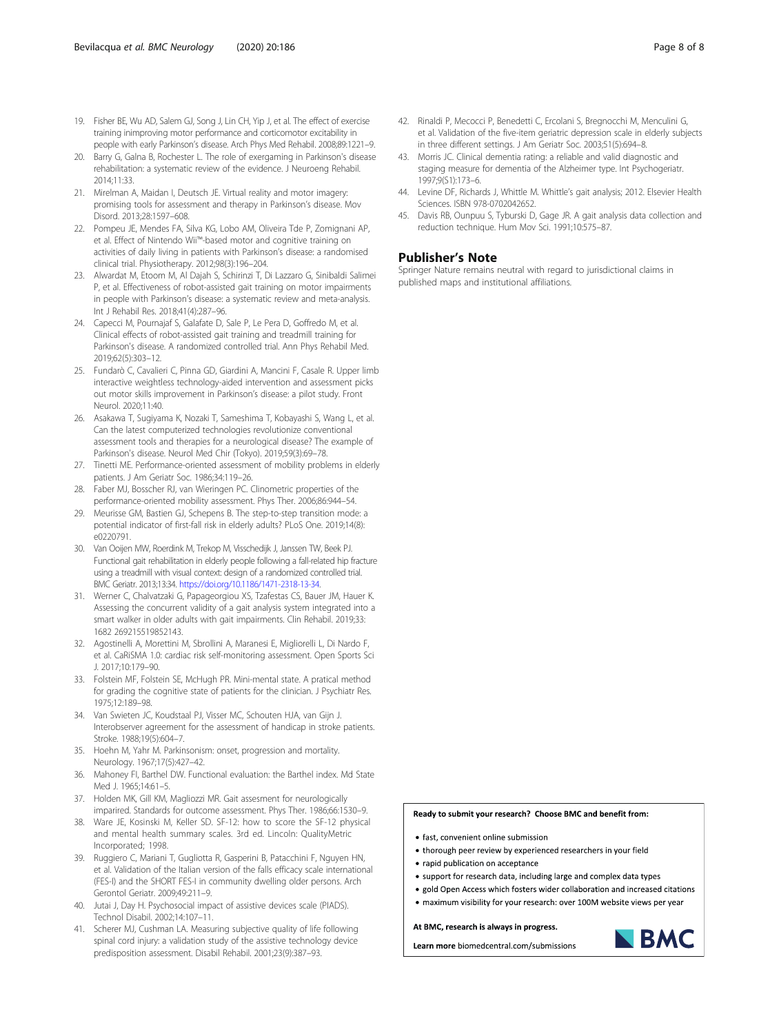19. Fisher BE, Wu AD, Salem GJ, Song J, Lin CH, Yip J, et al. The effect of exercise training inimproving motor performance and corticomotor excitability in people with early Parkinson's disease. Arch Phys Med Rehabil. 2008;89:1221–9.
20. Barry G, Galna B, Rochester L. The role of exergaming in Parkinson's disease rehabilitation: a systematic review of the evidence. J Neuroeng Rehabil. 2014;11:33.
21. Mirelman A, Maidan I, Deutsch JE. Virtual reality and motor imagery: promising tools for assessment and therapy in Parkinson's disease. Mov Disord. 2013;28:1597–608.
22. Pompeu JE, Mendes FA, Silva KG, Lobo AM, Oliveira Tde P, Zomignani AP, et al. Effect of Nintendo Wii™-based motor and cognitive training on activities of daily living in patients with Parkinson's disease: a randomised clinical trial. Physiotherapy. 2012;98(3):196–204.
23. Alwardat M, Etoom M, Al Dajah S, Schirinzi T, Di Lazzaro G, Sinibaldi Salimei P, et al. Effectiveness of robot-assisted gait training on motor impairments in people with Parkinson's disease: a systematic review and meta-analysis. Int J Rehabil Res. 2018;41(4):287–96.
24. Capecci M, Pournajaf S, Galafate D, Sale P, Le Pera D, Goffredo M, et al. Clinical effects of robot-assisted gait training and treadmill training for Parkinson's disease. A randomized controlled trial. Ann Phys Rehabil Med. 2019;62(5):303–12.
25. Fundarò C, Cavalieri C, Pinna GD, Giardini A, Mancini F, Casale R. Upper limb interactive weightless technology-aided intervention and assessment picks out motor skills improvement in Parkinson's disease: a pilot study. Front Neurol. 2020;11:40.
26. Asakawa T, Sugiyama K, Nozaki T, Sameshima T, Kobayashi S, Wang L, et al. Can the latest computerized technologies revolutionize conventional assessment tools and therapies for a neurological disease? The example of Parkinson's disease. Neurol Med Chir (Tokyo). 2019;59(3):69–78.
27. Tinetti ME. Performance-oriented assessment of mobility problems in elderly patients. J Am Geriatr Soc. 1986;34:119–26.
28. Faber MJ, Bosscher RJ, van Wieringen PC. Clinometric properties of the performance-oriented mobility assessment. Phys Ther. 2006;86:944–54.
29. Meurisse GM, Bastien GJ, Schepens B. The step-to-step transition mode: a potential indicator of first-fall risk in elderly adults? PLoS One. 2019;14(8): e0220791.
30. Van Ooijen MW, Roerdink M, Trekop M, Visschedijk J, Janssen TW, Beek PJ. Functional gait rehabilitation in elderly people following a fall-related hip fracture using a treadmill with visual context: design of a randomized controlled trial. BMC Geriatr. 2013;13:34. https://doi.org/10.1186/1471-2318-13-34.
31. Werner C, Chalvatzaki G, Papageorgiou XS, Tzafestas CS, Bauer JM, Hauer K. Assessing the concurrent validity of a gait analysis system integrated into a smart walker in older adults with gait impairments. Clin Rehabil. 2019;33: 1682 269215519852143.
32. Agostinelli A, Morettini M, Sbrollini A, Maranesi E, Migliorelli L, Di Nardo F, et al. CaRiSMA 1.0: cardiac risk self-monitoring assessment. Open Sports Sci J. 2017;10:179–90.
33. Folstein MF, Folstein SE, McHugh PR. Mini-mental state. A pratical method for grading the cognitive state of patients for the clinician. J Psychiatr Res. 1975;12:189–98.
34. Van Swieten JC, Koudstaal PJ, Visser MC, Schouten HJA, van Gijn J. Interobserver agreement for the assessment of handicap in stroke patients. Stroke. 1988;19(5):604–7.
35. Hoehn M, Yahr M. Parkinsonism: onset, progression and mortality. Neurology. 1967;17(5):427–42.
36. Mahoney FI, Barthel DW. Functional evaluation: the Barthel index. Md State Med J. 1965;14:61–5.
37. Holden MK, Gill KM, Magliozzi MR. Gait assesment for neurologically impaired. Standards for outcome assessment. Phys Ther. 1986;66:1530–9.
38. Ware JE, Kosinski M, Keller SD. SF-12: how to score the SF-12 physical and mental health summary scales. 3rd ed. Lincoln: QualityMetric Incorporated; 1998.
39. Ruggiero C, Mariani T, Gugliotta R, Gasperini B, Patacchini F, Nguyen HN, et al. Validation of the Italian version of the falls efficacy scale international (FES-I) and the SHORT FES-I in community dwelling older persons. Arch Gerontol Geriatr. 2009;49:211–9.
40. Jutai J, Day H. Psychosocial impact of assistive devices scale (PIADS). Technol Disabil. 2002;14:107–11.
41. Scherer MJ, Cushman LA. Measuring subjective quality of life following spinal cord injury: a validation study of the assistive technology device predisposition assessment. Disabil Rehabil. 2001;23(9):387–93.
42. Rinaldi P, Mecocci P, Benedetti C, Ercolani S, Bregnocchi M, Menculini G, et al. Validation of the five-item geriatric depression scale in elderly subjects in three different settings. J Am Geriatr Soc. 2003;51(5):694–8.
43. Morris JC. Clinical dementia rating: a reliable and valid diagnostic and staging measure for dementia of the Alzheimer type. Int Psychogeriatr. 1997;9(S1):173–6.
44. Levine DF, Richards J, Whittle M. Whittle's gait analysis; 2012. Elsevier Health Sciences. ISBN 978-0702042652.
45. Davis RB, Ounpuu S, Tyburski D, Gage JR. A gait analysis data collection and reduction technique. Hum Mov Sci. 1991;10:575–87.

## Publisher's Note

Springer Nature remains neutral with regard to jurisdictional claims in published maps and institutional affiliations.

**Ready to submit your research? Choose BMC and benefit from:**

- fast, convenient online submission
- thorough peer review by experienced researchers in your field
- rapid publication on acceptance
- support for research data, including large and complex data types
- gold Open Access which fosters wider collaboration and increased citations
- maximum visibility for your research: over 100M website views per year

**At BMC, research is always in progress.**

**Learn more** biomedcentral.com/submissions

BMC